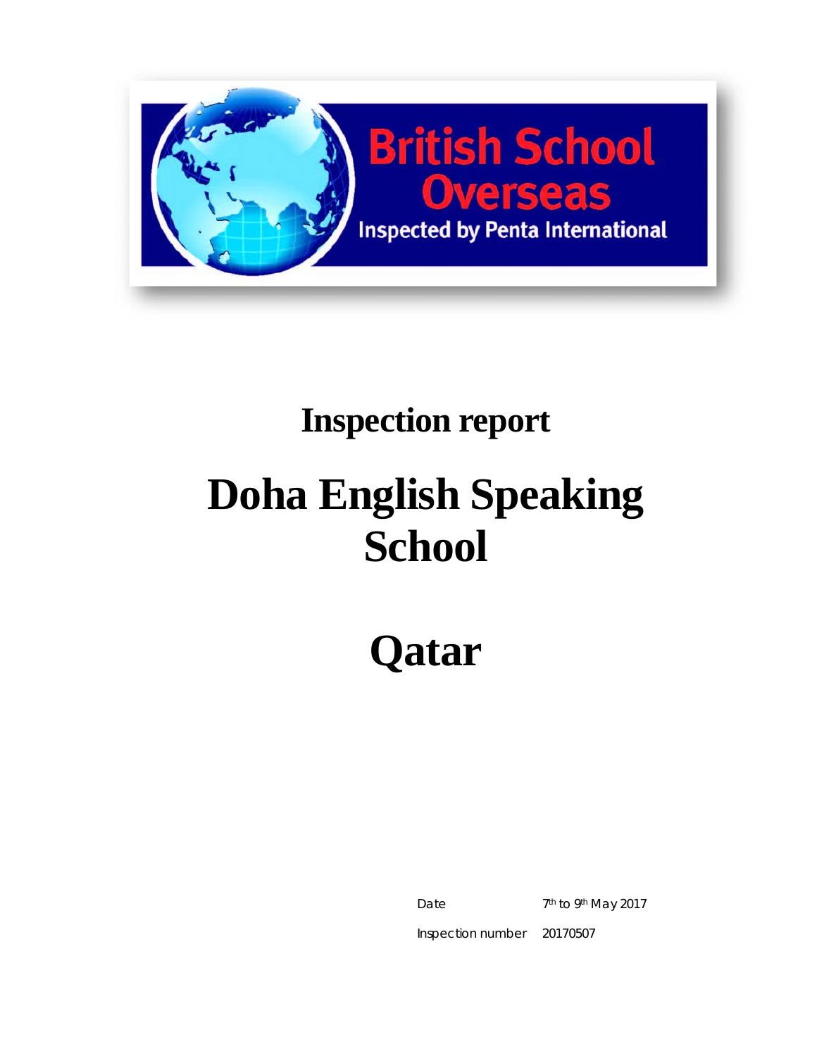British School Overseas

Inspected by Penta International

# Inspection report

# Doha English Speaking School

# Qatar

| | |
|---|---|
| Date | 7th to 9th May 2017 |
| Inspection number | 20170507 |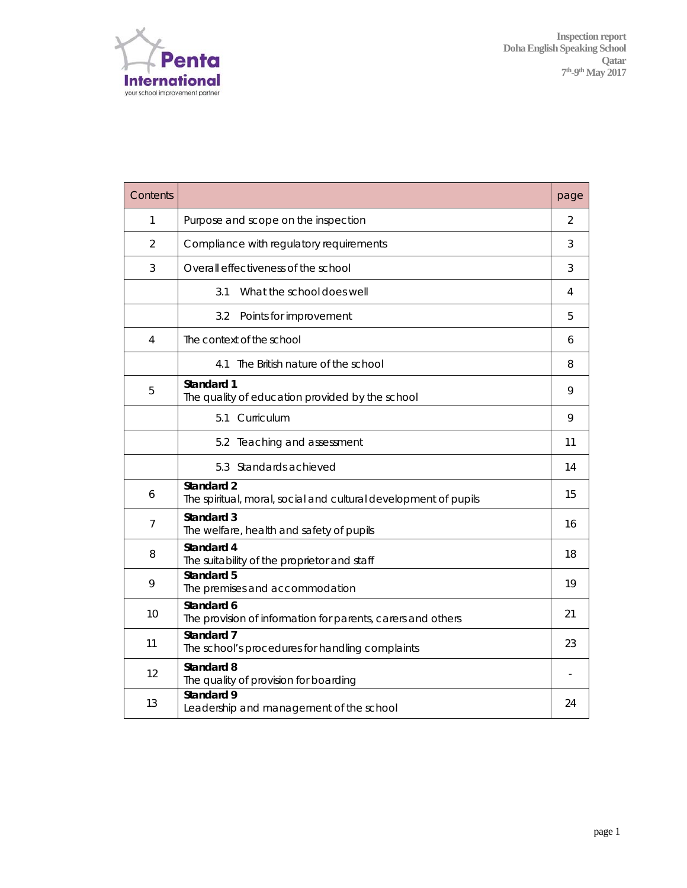| Contents | | page |
| --- | --- | --- |
| 1 | Purpose and scope on the inspection | 2 |
| 2 | Compliance with regulatory requirements | 3 |
| 3 | Overall effectiveness of the school | 3 |
| | 3.1 What the school does well | 4 |
| | 3.2 Points for improvement | 5 |
| 4 | The context of the school | 6 |
| | 4.1 The British nature of the school | 8 |
| 5 | **Standard 1** The quality of education provided by the school | 9 |
| | 5.1 Curriculum | 9 |
| | 5.2 Teaching and assessment | 11 |
| | 5.3 Standards achieved | 14 |
| 6 | **Standard 2** The spiritual, moral, social and cultural development of pupils | 15 |
| 7 | **Standard 3** The welfare, health and safety of pupils | 16 |
| 8 | **Standard 4** The suitability of the proprietor and staff | 18 |
| 9 | **Standard 5** The premises and accommodation | 19 |
| 10 | **Standard 6** The provision of information for parents, carers and others | 21 |
| 11 | **Standard 7** The school's procedures for handling complaints | 23 |
| 12 | **Standard 8** The quality of provision for boarding | - |
| 13 | **Standard 9** Leadership and management of the school | 24 |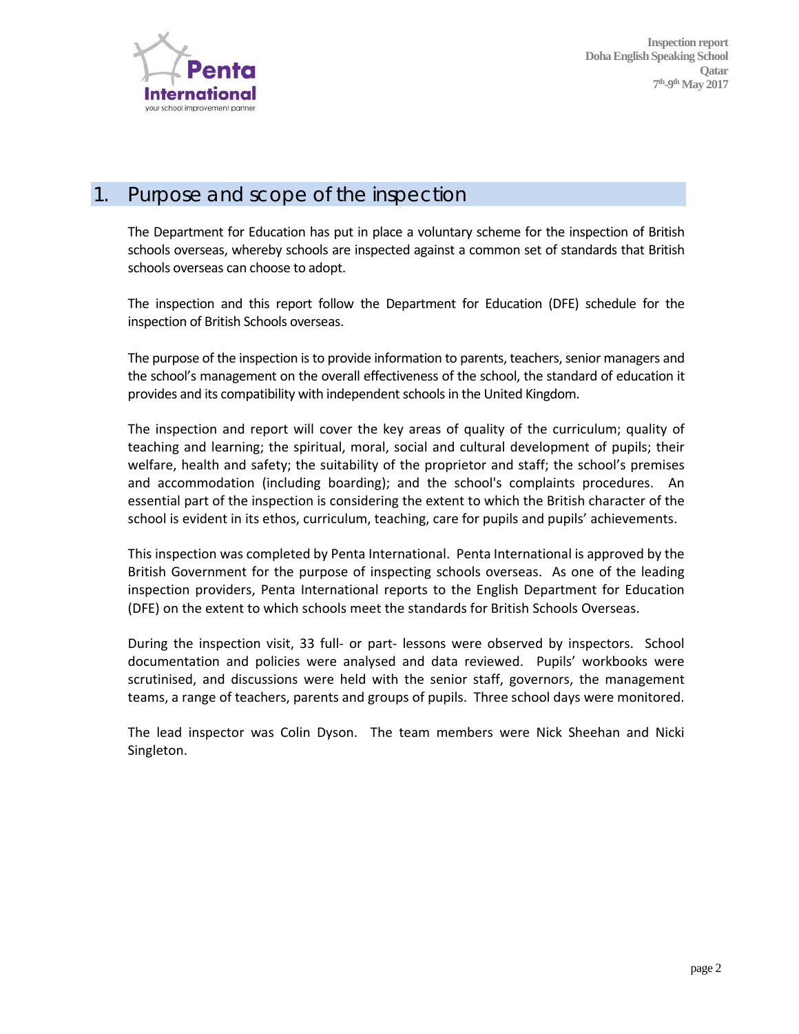## 1. Purpose and scope of the inspection

The Department for Education has put in place a voluntary scheme for the inspection of British schools overseas, whereby schools are inspected against a common set of standards that British schools overseas can choose to adopt.

The inspection and this report follow the Department for Education (DFE) schedule for the inspection of British Schools overseas.

The purpose of the inspection is to provide information to parents, teachers, senior managers and the school's management on the overall effectiveness of the school, the standard of education it provides and its compatibility with independent schools in the United Kingdom.

The inspection and report will cover the key areas of quality of the curriculum; quality of teaching and learning; the spiritual, moral, social and cultural development of pupils; their welfare, health and safety; the suitability of the proprietor and staff; the school's premises and accommodation (including boarding); and the school's complaints procedures. An essential part of the inspection is considering the extent to which the British character of the school is evident in its ethos, curriculum, teaching, care for pupils and pupils' achievements.

This inspection was completed by Penta International. Penta International is approved by the British Government for the purpose of inspecting schools overseas. As one of the leading inspection providers, Penta International reports to the English Department for Education (DFE) on the extent to which schools meet the standards for British Schools Overseas.

During the inspection visit, 33 full- or part- lessons were observed by inspectors. School documentation and policies were analysed and data reviewed. Pupils' workbooks were scrutinised, and discussions were held with the senior staff, governors, the management teams, a range of teachers, parents and groups of pupils. Three school days were monitored.

The lead inspector was Colin Dyson. The team members were Nick Sheehan and Nicki Singleton.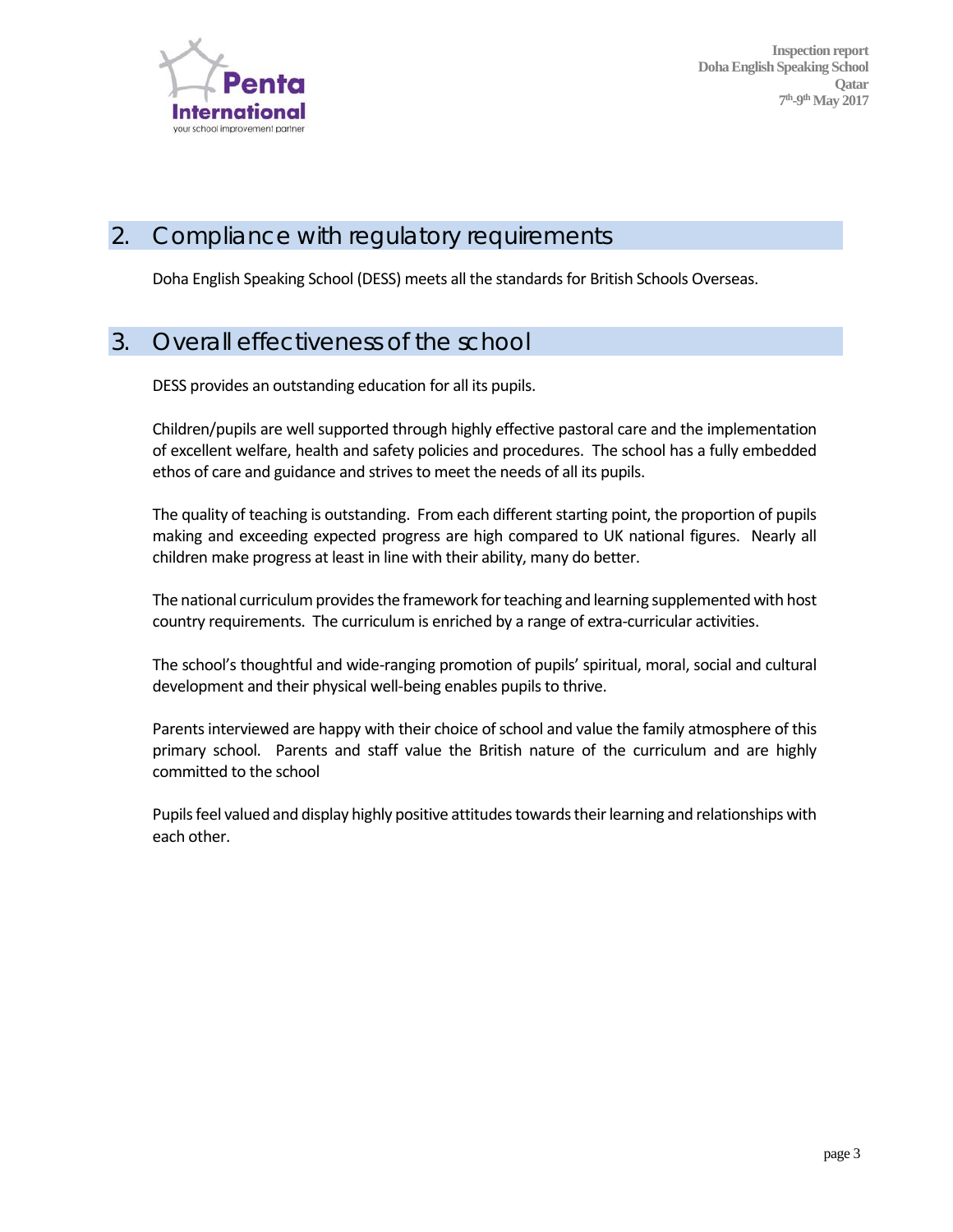## 2. Compliance with regulatory requirements

Doha English Speaking School (DESS) meets all the standards for British Schools Overseas.

## 3. Overall effectiveness of the school

DESS provides an outstanding education for all its pupils.

Children/pupils are well supported through highly effective pastoral care and the implementation of excellent welfare, health and safety policies and procedures. The school has a fully embedded ethos of care and guidance and strives to meet the needs of all its pupils.

The quality of teaching is outstanding. From each different starting point, the proportion of pupils making and exceeding expected progress are high compared to UK national figures. Nearly all children make progress at least in line with their ability, many do better.

The national curriculum provides the framework for teaching and learning supplemented with host country requirements. The curriculum is enriched by a range of extra-curricular activities.

The school's thoughtful and wide-ranging promotion of pupils' spiritual, moral, social and cultural development and their physical well-being enables pupils to thrive.

Parents interviewed are happy with their choice of school and value the family atmosphere of this primary school. Parents and staff value the British nature of the curriculum and are highly committed to the school

Pupils feel valued and display highly positive attitudes towards their learning and relationships with each other.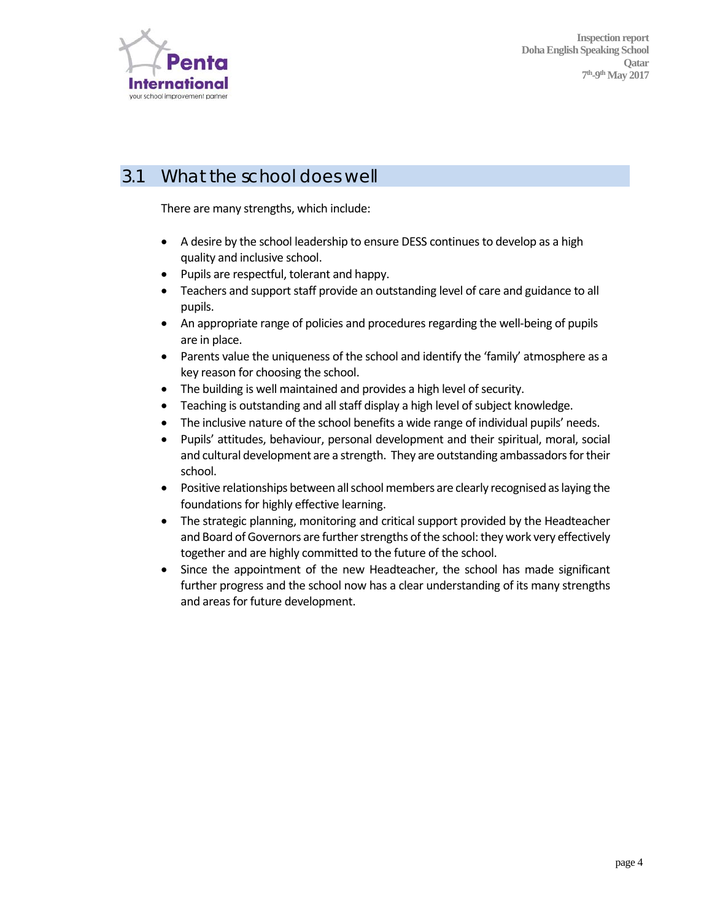## 3.1 What the school does well

There are many strengths, which include:

- A desire by the school leadership to ensure DESS continues to develop as a high quality and inclusive school.
- Pupils are respectful, tolerant and happy.
- Teachers and support staff provide an outstanding level of care and guidance to all pupils.
- An appropriate range of policies and procedures regarding the well-being of pupils are in place.
- Parents value the uniqueness of the school and identify the 'family' atmosphere as a key reason for choosing the school.
- The building is well maintained and provides a high level of security.
- Teaching is outstanding and all staff display a high level of subject knowledge.
- The inclusive nature of the school benefits a wide range of individual pupils' needs.
- Pupils' attitudes, behaviour, personal development and their spiritual, moral, social and cultural development are a strength. They are outstanding ambassadors for their school.
- Positive relationships between all school members are clearly recognised as laying the foundations for highly effective learning.
- The strategic planning, monitoring and critical support provided by the Headteacher and Board of Governors are further strengths of the school: they work very effectively together and are highly committed to the future of the school.
- Since the appointment of the new Headteacher, the school has made significant further progress and the school now has a clear understanding of its many strengths and areas for future development.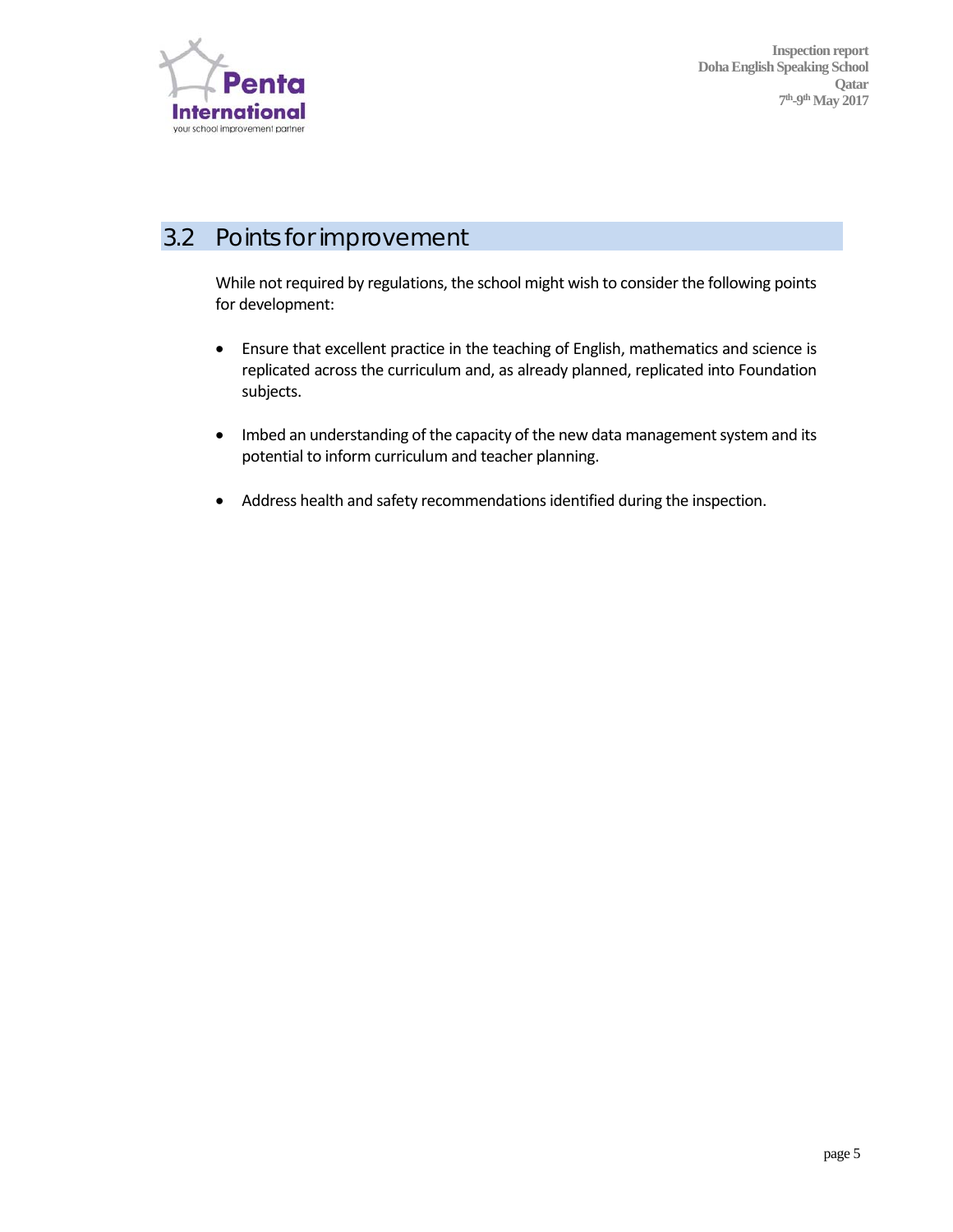## 3.2 Points for improvement

While not required by regulations, the school might wish to consider the following points for development:

- Ensure that excellent practice in the teaching of English, mathematics and science is replicated across the curriculum and, as already planned, replicated into Foundation subjects.

- Imbed an understanding of the capacity of the new data management system and its potential to inform curriculum and teacher planning.

- Address health and safety recommendations identified during the inspection.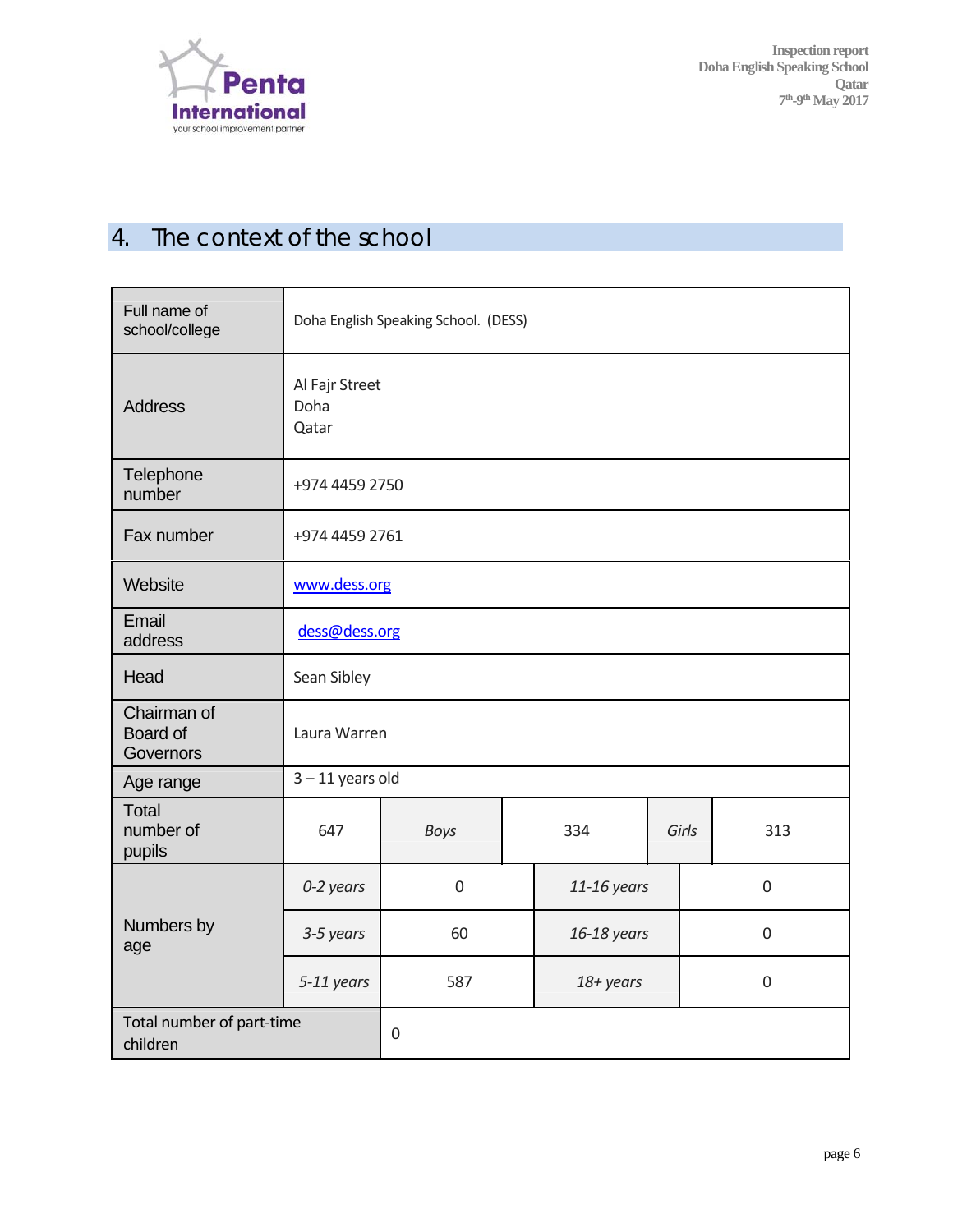## 4. The context of the school

| | | | | | | |
|---|---|---|---|---|---|---|
| Full name of school/college | Doha English Speaking School. (DESS) | | | | | |
| Address | Al Fajr Street<br>Doha<br>Qatar | | | | | |
| Telephone number | +974 4459 2750 | | | | | |
| Fax number | +974 4459 2761 | | | | | |
| Website | www.dess.org | | | | | |
| Email address | dess@dess.org | | | | | |
| Head | Sean Sibley | | | | | |
| Chairman of Board of Governors | Laura Warren | | | | | |
| Age range | 3 – 11 years old | | | | | |
| Total number of pupils | 647 | *Boys* | 334 | *Girls* | 313 | |
| Numbers by age | *0-2 years* | 0 | *11-16 years* | 0 | | |
| | *3-5 years* | 60 | *16-18 years* | 0 | | |
| | *5-11 years* | 587 | *18+ years* | 0 | | |
| Total number of part-time children | 0 | | | | | |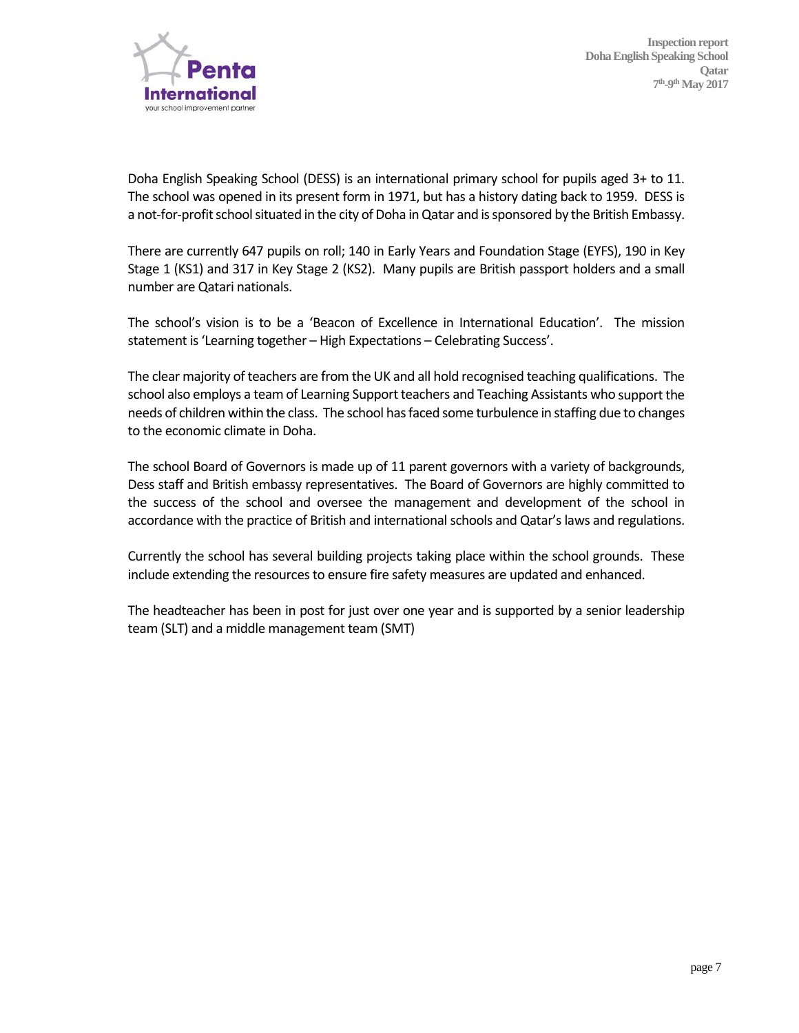Doha English Speaking School (DESS) is an international primary school for pupils aged 3+ to 11. The school was opened in its present form in 1971, but has a history dating back to 1959. DESS is a not-for-profit school situated in the city of Doha in Qatar and is sponsored by the British Embassy.

There are currently 647 pupils on roll; 140 in Early Years and Foundation Stage (EYFS), 190 in Key Stage 1 (KS1) and 317 in Key Stage 2 (KS2). Many pupils are British passport holders and a small number are Qatari nationals.

The school's vision is to be a 'Beacon of Excellence in International Education'. The mission statement is 'Learning together – High Expectations – Celebrating Success'.

The clear majority of teachers are from the UK and all hold recognised teaching qualifications. The school also employs a team of Learning Support teachers and Teaching Assistants who support the needs of children within the class. The school has faced some turbulence in staffing due to changes to the economic climate in Doha.

The school Board of Governors is made up of 11 parent governors with a variety of backgrounds, Dess staff and British embassy representatives. The Board of Governors are highly committed to the success of the school and oversee the management and development of the school in accordance with the practice of British and international schools and Qatar's laws and regulations.

Currently the school has several building projects taking place within the school grounds. These include extending the resources to ensure fire safety measures are updated and enhanced.

The headteacher has been in post for just over one year and is supported by a senior leadership team (SLT) and a middle management team (SMT)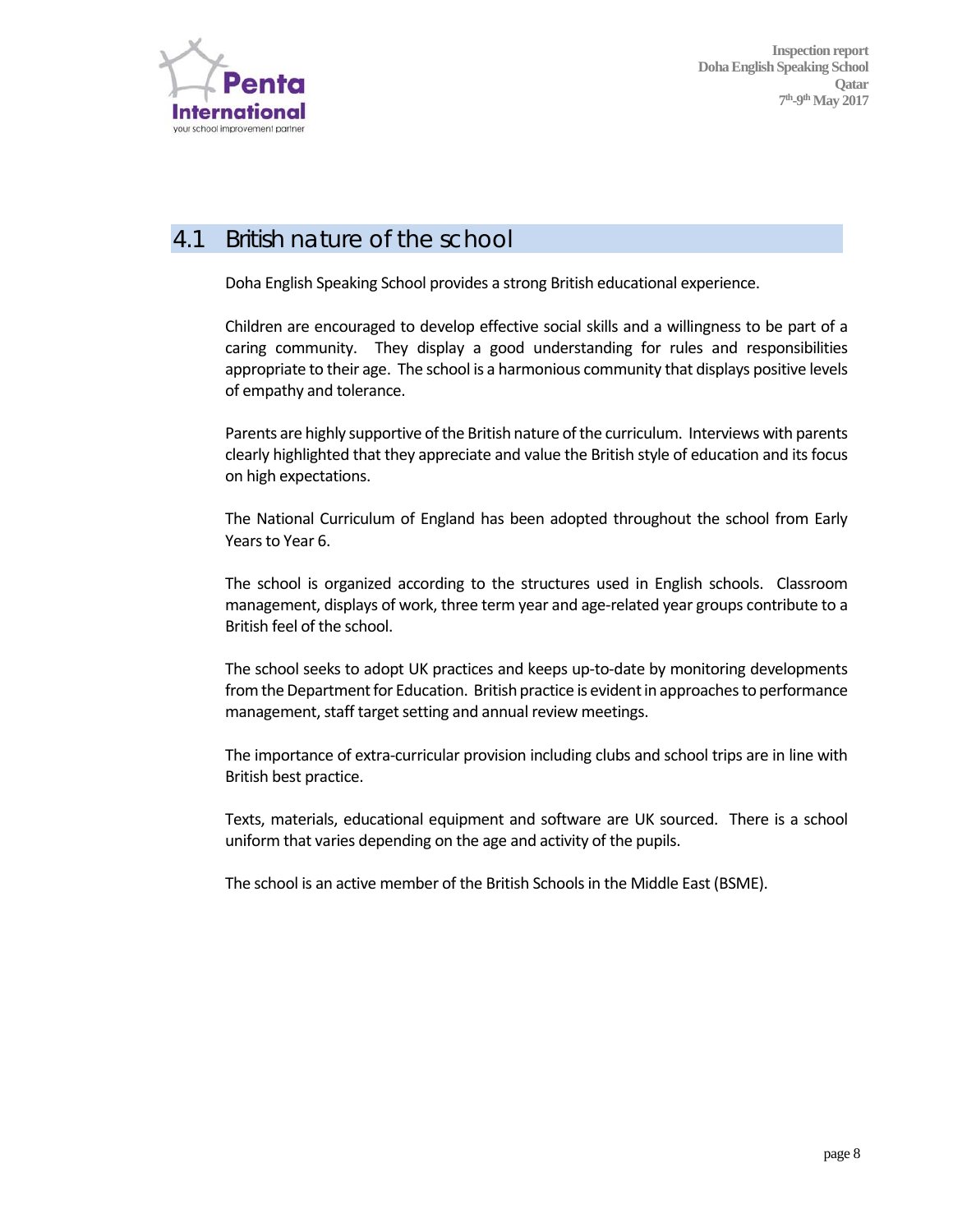## 4.1 British nature of the school

Doha English Speaking School provides a strong British educational experience.

Children are encouraged to develop effective social skills and a willingness to be part of a caring community. They display a good understanding for rules and responsibilities appropriate to their age. The school is a harmonious community that displays positive levels of empathy and tolerance.

Parents are highly supportive of the British nature of the curriculum. Interviews with parents clearly highlighted that they appreciate and value the British style of education and its focus on high expectations.

The National Curriculum of England has been adopted throughout the school from Early Years to Year 6.

The school is organized according to the structures used in English schools. Classroom management, displays of work, three term year and age-related year groups contribute to a British feel of the school.

The school seeks to adopt UK practices and keeps up-to-date by monitoring developments from the Department for Education. British practice is evident in approaches to performance management, staff target setting and annual review meetings.

The importance of extra-curricular provision including clubs and school trips are in line with British best practice.

Texts, materials, educational equipment and software are UK sourced. There is a school uniform that varies depending on the age and activity of the pupils.

The school is an active member of the British Schools in the Middle East (BSME).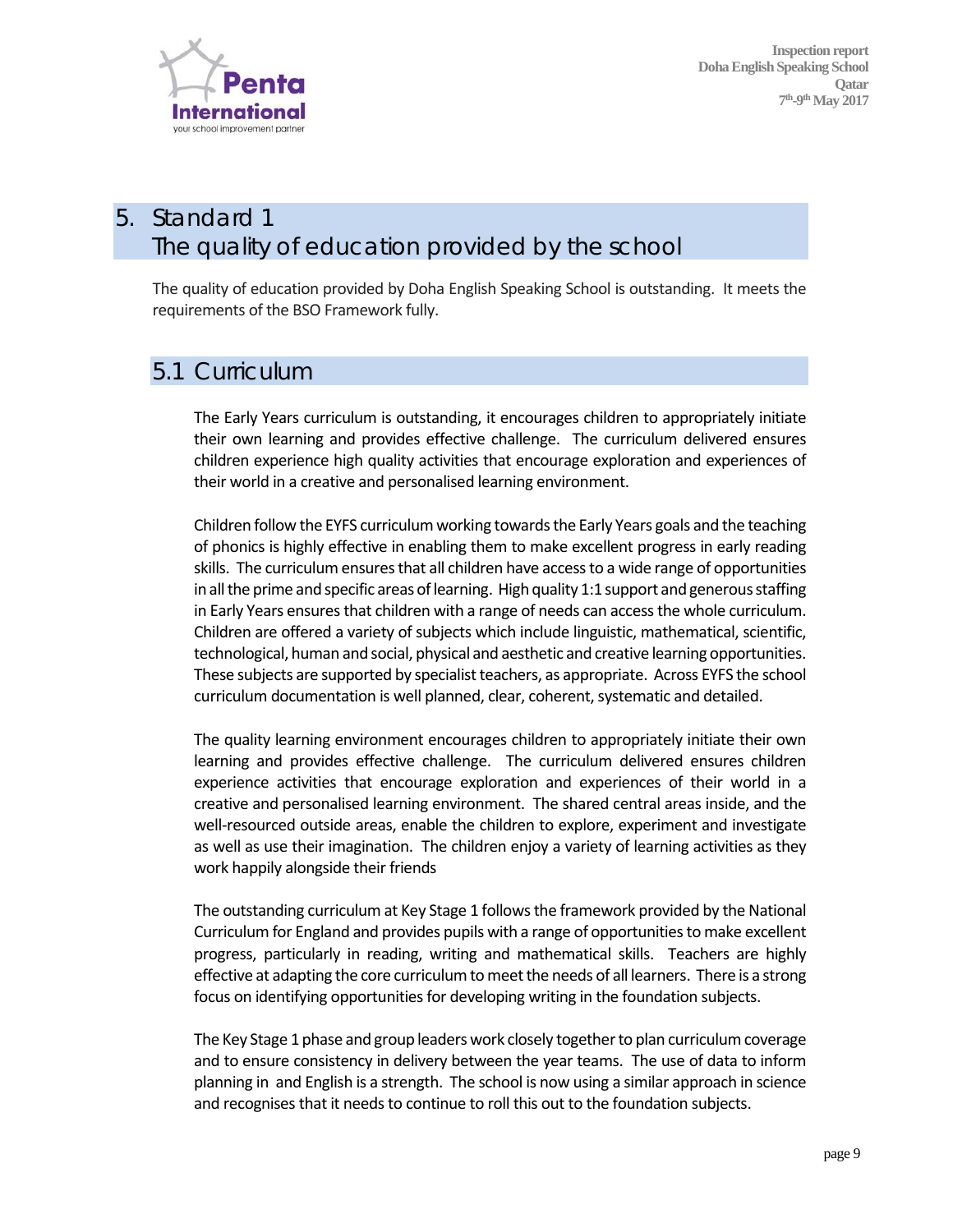# 5. Standard 1
# The quality of education provided by the school

The quality of education provided by Doha English Speaking School is outstanding. It meets the requirements of the BSO Framework fully.

## 5.1 Curriculum

The Early Years curriculum is outstanding, it encourages children to appropriately initiate their own learning and provides effective challenge. The curriculum delivered ensures children experience high quality activities that encourage exploration and experiences of their world in a creative and personalised learning environment.

Children follow the EYFS curriculum working towards the Early Years goals and the teaching of phonics is highly effective in enabling them to make excellent progress in early reading skills. The curriculum ensures that all children have access to a wide range of opportunities in all the prime and specific areas of learning. High quality 1:1 support and generous staffing in Early Years ensures that children with a range of needs can access the whole curriculum. Children are offered a variety of subjects which include linguistic, mathematical, scientific, technological, human and social, physical and aesthetic and creative learning opportunities. These subjects are supported by specialist teachers, as appropriate. Across EYFS the school curriculum documentation is well planned, clear, coherent, systematic and detailed.

The quality learning environment encourages children to appropriately initiate their own learning and provides effective challenge. The curriculum delivered ensures children experience activities that encourage exploration and experiences of their world in a creative and personalised learning environment. The shared central areas inside, and the well-resourced outside areas, enable the children to explore, experiment and investigate as well as use their imagination. The children enjoy a variety of learning activities as they work happily alongside their friends

The outstanding curriculum at Key Stage 1 follows the framework provided by the National Curriculum for England and provides pupils with a range of opportunities to make excellent progress, particularly in reading, writing and mathematical skills. Teachers are highly effective at adapting the core curriculum to meet the needs of all learners. There is a strong focus on identifying opportunities for developing writing in the foundation subjects.

The Key Stage 1 phase and group leaders work closely together to plan curriculum coverage and to ensure consistency in delivery between the year teams. The use of data to inform planning in and English is a strength. The school is now using a similar approach in science and recognises that it needs to continue to roll this out to the foundation subjects.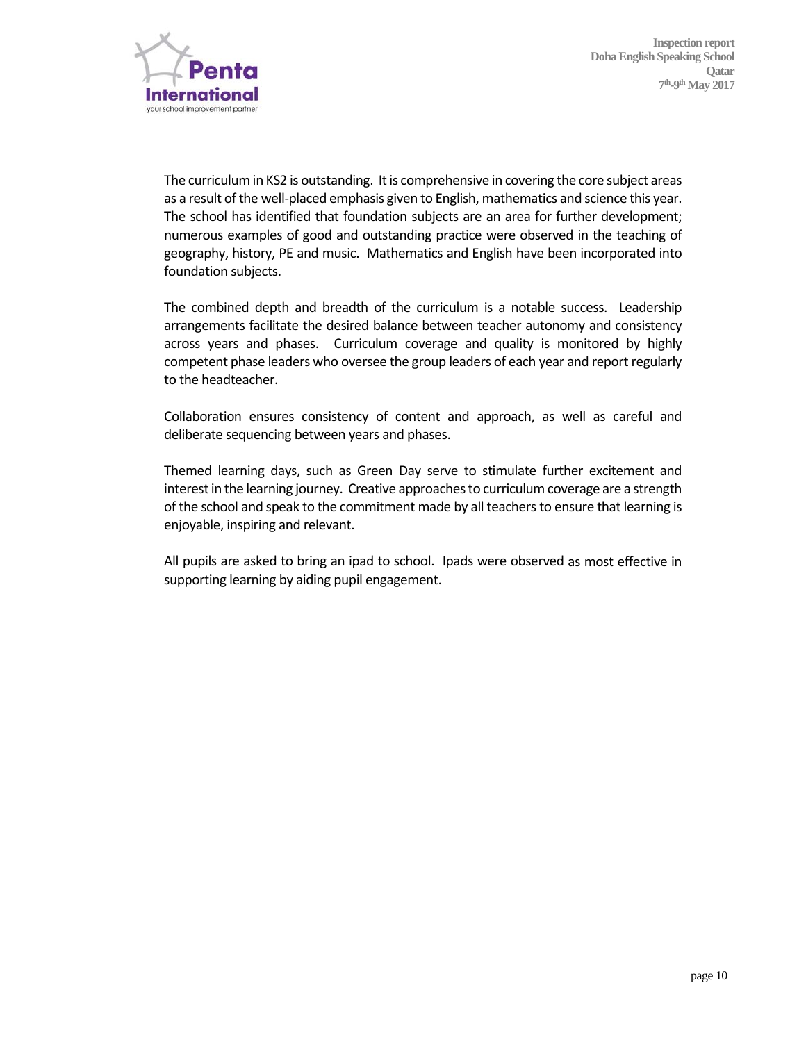The curriculum in KS2 is outstanding. It is comprehensive in covering the core subject areas as a result of the well-placed emphasis given to English, mathematics and science this year. The school has identified that foundation subjects are an area for further development; numerous examples of good and outstanding practice were observed in the teaching of geography, history, PE and music. Mathematics and English have been incorporated into foundation subjects.

The combined depth and breadth of the curriculum is a notable success. Leadership arrangements facilitate the desired balance between teacher autonomy and consistency across years and phases. Curriculum coverage and quality is monitored by highly competent phase leaders who oversee the group leaders of each year and report regularly to the headteacher.

Collaboration ensures consistency of content and approach, as well as careful and deliberate sequencing between years and phases.

Themed learning days, such as Green Day serve to stimulate further excitement and interest in the learning journey. Creative approaches to curriculum coverage are a strength of the school and speak to the commitment made by all teachers to ensure that learning is enjoyable, inspiring and relevant.

All pupils are asked to bring an ipad to school. Ipads were observed as most effective in supporting learning by aiding pupil engagement.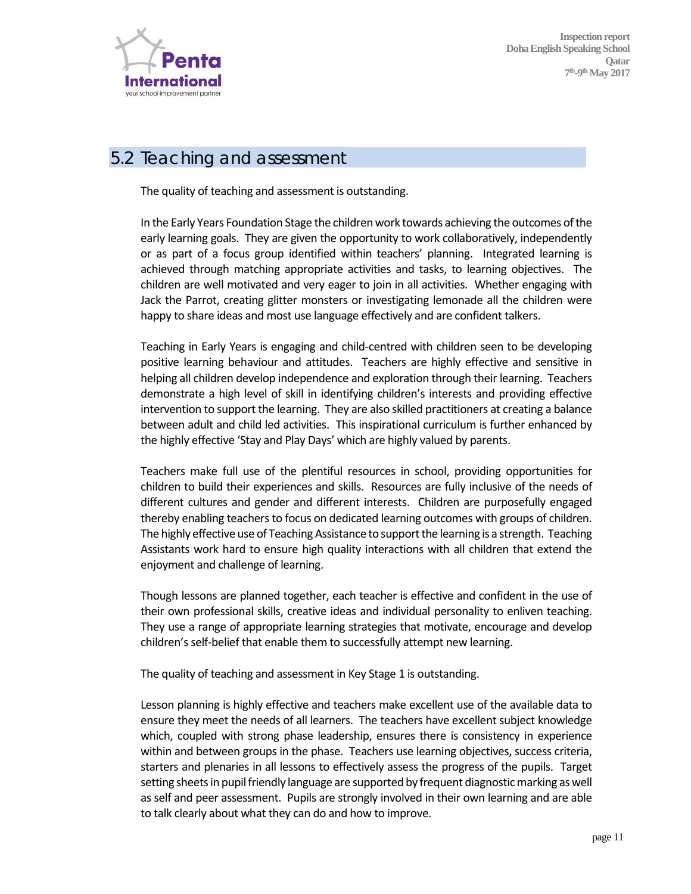## 5.2 Teaching and assessment

The quality of teaching and assessment is outstanding.

In the Early Years Foundation Stage the children work towards achieving the outcomes of the early learning goals. They are given the opportunity to work collaboratively, independently or as part of a focus group identified within teachers' planning. Integrated learning is achieved through matching appropriate activities and tasks, to learning objectives. The children are well motivated and very eager to join in all activities. Whether engaging with Jack the Parrot, creating glitter monsters or investigating lemonade all the children were happy to share ideas and most use language effectively and are confident talkers.

Teaching in Early Years is engaging and child-centred with children seen to be developing positive learning behaviour and attitudes. Teachers are highly effective and sensitive in helping all children develop independence and exploration through their learning. Teachers demonstrate a high level of skill in identifying children's interests and providing effective intervention to support the learning. They are also skilled practitioners at creating a balance between adult and child led activities. This inspirational curriculum is further enhanced by the highly effective 'Stay and Play Days' which are highly valued by parents.

Teachers make full use of the plentiful resources in school, providing opportunities for children to build their experiences and skills. Resources are fully inclusive of the needs of different cultures and gender and different interests. Children are purposefully engaged thereby enabling teachers to focus on dedicated learning outcomes with groups of children. The highly effective use of Teaching Assistance to support the learning is a strength. Teaching Assistants work hard to ensure high quality interactions with all children that extend the enjoyment and challenge of learning.

Though lessons are planned together, each teacher is effective and confident in the use of their own professional skills, creative ideas and individual personality to enliven teaching. They use a range of appropriate learning strategies that motivate, encourage and develop children's self-belief that enable them to successfully attempt new learning.

The quality of teaching and assessment in Key Stage 1 is outstanding.

Lesson planning is highly effective and teachers make excellent use of the available data to ensure they meet the needs of all learners. The teachers have excellent subject knowledge which, coupled with strong phase leadership, ensures there is consistency in experience within and between groups in the phase. Teachers use learning objectives, success criteria, starters and plenaries in all lessons to effectively assess the progress of the pupils. Target setting sheets in pupil friendly language are supported by frequent diagnostic marking as well as self and peer assessment. Pupils are strongly involved in their own learning and are able to talk clearly about what they can do and how to improve.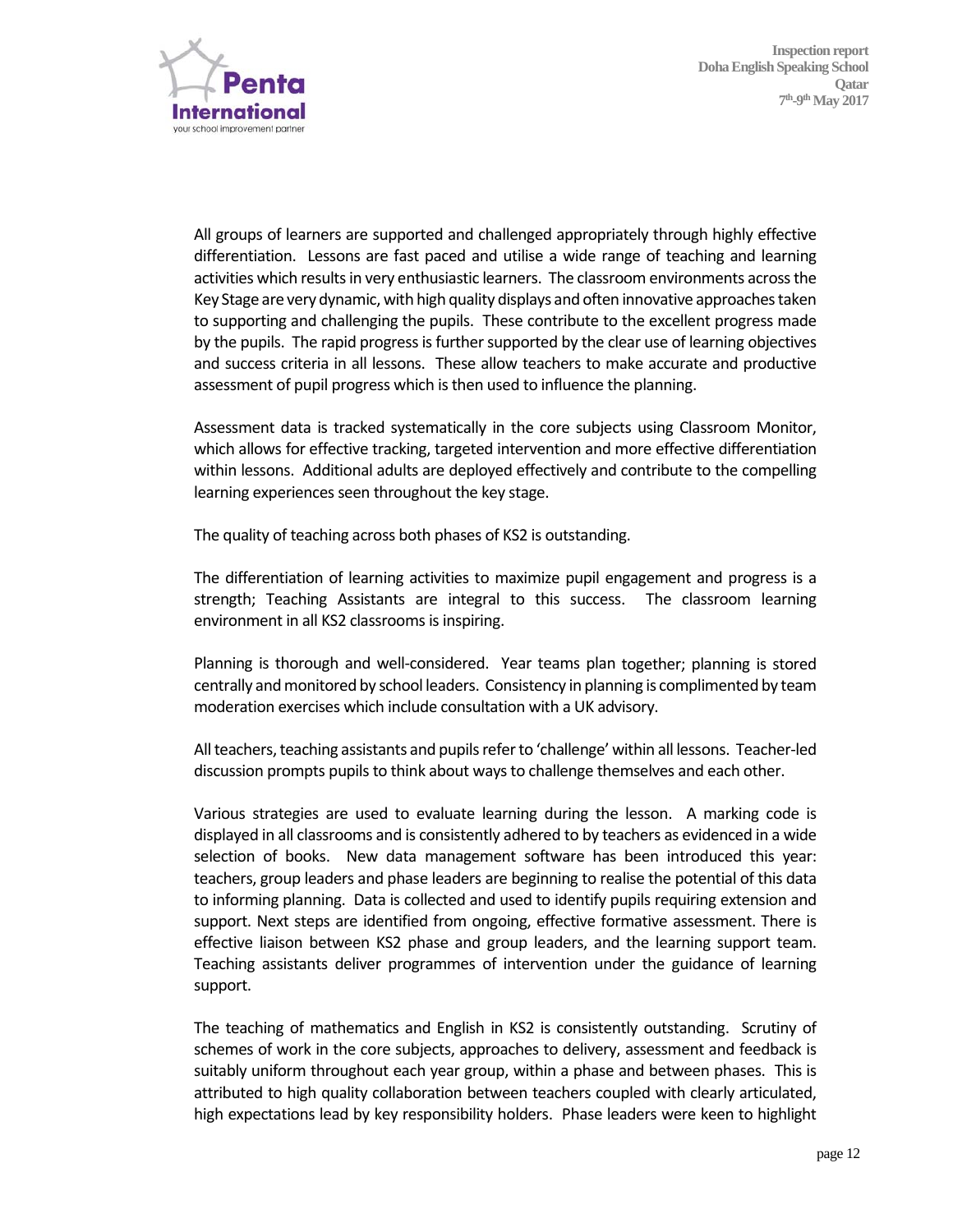All groups of learners are supported and challenged appropriately through highly effective differentiation. Lessons are fast paced and utilise a wide range of teaching and learning activities which results in very enthusiastic learners. The classroom environments across the Key Stage are very dynamic, with high quality displays and often innovative approaches taken to supporting and challenging the pupils. These contribute to the excellent progress made by the pupils. The rapid progress is further supported by the clear use of learning objectives and success criteria in all lessons. These allow teachers to make accurate and productive assessment of pupil progress which is then used to influence the planning.

Assessment data is tracked systematically in the core subjects using Classroom Monitor, which allows for effective tracking, targeted intervention and more effective differentiation within lessons. Additional adults are deployed effectively and contribute to the compelling learning experiences seen throughout the key stage.

The quality of teaching across both phases of KS2 is outstanding.

The differentiation of learning activities to maximize pupil engagement and progress is a strength; Teaching Assistants are integral to this success. The classroom learning environment in all KS2 classrooms is inspiring.

Planning is thorough and well-considered. Year teams plan together; planning is stored centrally and monitored by school leaders. Consistency in planning is complimented by team moderation exercises which include consultation with a UK advisory.

All teachers, teaching assistants and pupils refer to 'challenge' within all lessons. Teacher-led discussion prompts pupils to think about ways to challenge themselves and each other.

Various strategies are used to evaluate learning during the lesson. A marking code is displayed in all classrooms and is consistently adhered to by teachers as evidenced in a wide selection of books. New data management software has been introduced this year: teachers, group leaders and phase leaders are beginning to realise the potential of this data to informing planning. Data is collected and used to identify pupils requiring extension and support. Next steps are identified from ongoing, effective formative assessment. There is effective liaison between KS2 phase and group leaders, and the learning support team. Teaching assistants deliver programmes of intervention under the guidance of learning support.

The teaching of mathematics and English in KS2 is consistently outstanding. Scrutiny of schemes of work in the core subjects, approaches to delivery, assessment and feedback is suitably uniform throughout each year group, within a phase and between phases. This is attributed to high quality collaboration between teachers coupled with clearly articulated, high expectations lead by key responsibility holders. Phase leaders were keen to highlight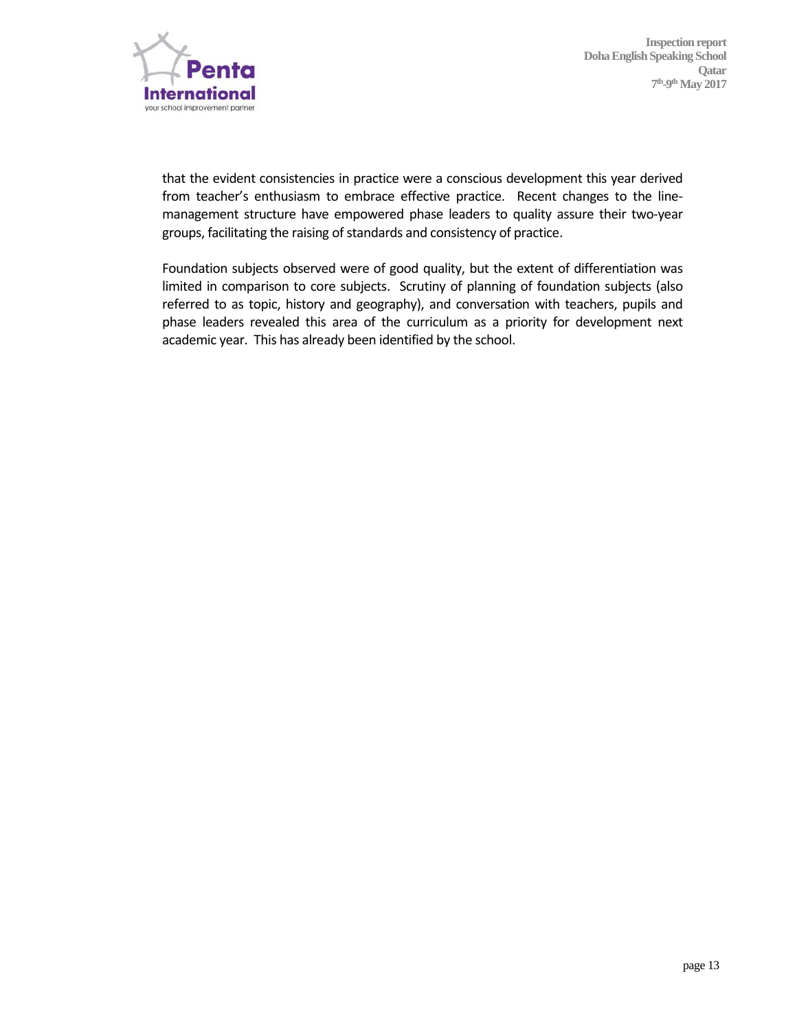that the evident consistencies in practice were a conscious development this year derived from teacher's enthusiasm to embrace effective practice.  Recent changes to the line-management structure have empowered phase leaders to quality assure their two-year groups, facilitating the raising of standards and consistency of practice.

Foundation subjects observed were of good quality, but the extent of differentiation was limited in comparison to core subjects.  Scrutiny of planning of foundation subjects (also referred to as topic, history and geography), and conversation with teachers, pupils and phase leaders revealed this area of the curriculum as a priority for development next academic year.  This has already been identified by the school.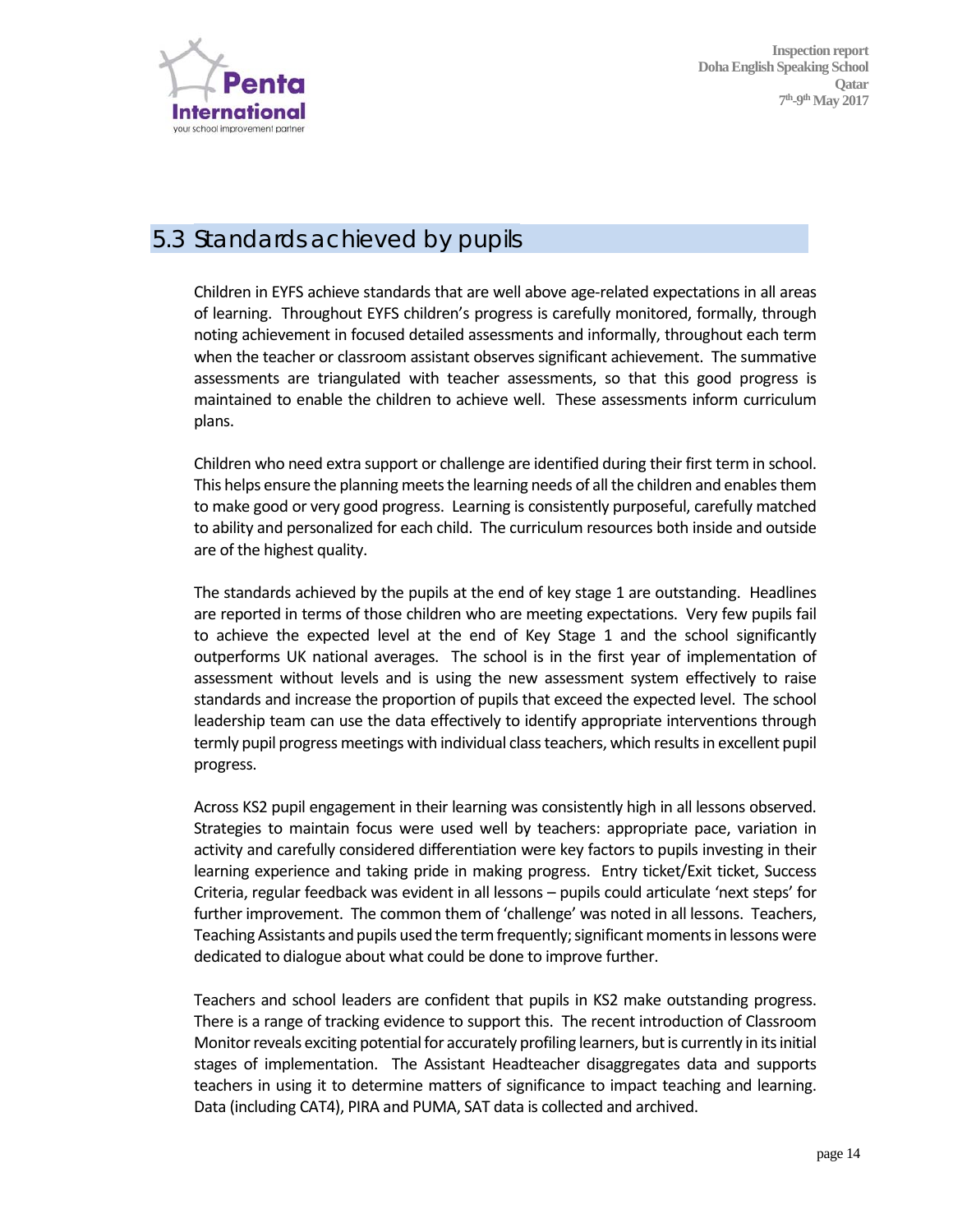## 5.3 Standards achieved by pupils

Children in EYFS achieve standards that are well above age-related expectations in all areas of learning. Throughout EYFS children's progress is carefully monitored, formally, through noting achievement in focused detailed assessments and informally, throughout each term when the teacher or classroom assistant observes significant achievement. The summative assessments are triangulated with teacher assessments, so that this good progress is maintained to enable the children to achieve well. These assessments inform curriculum plans.

Children who need extra support or challenge are identified during their first term in school. This helps ensure the planning meets the learning needs of all the children and enables them to make good or very good progress. Learning is consistently purposeful, carefully matched to ability and personalized for each child. The curriculum resources both inside and outside are of the highest quality.

The standards achieved by the pupils at the end of key stage 1 are outstanding. Headlines are reported in terms of those children who are meeting expectations. Very few pupils fail to achieve the expected level at the end of Key Stage 1 and the school significantly outperforms UK national averages. The school is in the first year of implementation of assessment without levels and is using the new assessment system effectively to raise standards and increase the proportion of pupils that exceed the expected level. The school leadership team can use the data effectively to identify appropriate interventions through termly pupil progress meetings with individual class teachers, which results in excellent pupil progress.

Across KS2 pupil engagement in their learning was consistently high in all lessons observed. Strategies to maintain focus were used well by teachers: appropriate pace, variation in activity and carefully considered differentiation were key factors to pupils investing in their learning experience and taking pride in making progress. Entry ticket/Exit ticket, Success Criteria, regular feedback was evident in all lessons – pupils could articulate 'next steps' for further improvement. The common them of 'challenge' was noted in all lessons. Teachers, Teaching Assistants and pupils used the term frequently; significant moments in lessons were dedicated to dialogue about what could be done to improve further.

Teachers and school leaders are confident that pupils in KS2 make outstanding progress. There is a range of tracking evidence to support this. The recent introduction of Classroom Monitor reveals exciting potential for accurately profiling learners, but is currently in its initial stages of implementation. The Assistant Headteacher disaggregates data and supports teachers in using it to determine matters of significance to impact teaching and learning. Data (including CAT4), PIRA and PUMA, SAT data is collected and archived.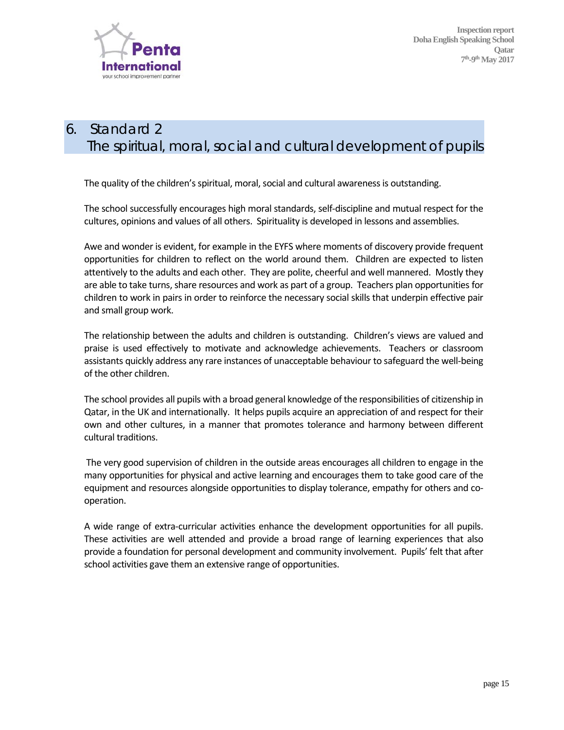# 6. Standard 2
## The spiritual, moral, social and cultural development of pupils

The quality of the children's spiritual, moral, social and cultural awareness is outstanding.

The school successfully encourages high moral standards, self-discipline and mutual respect for the cultures, opinions and values of all others. Spirituality is developed in lessons and assemblies.

Awe and wonder is evident, for example in the EYFS where moments of discovery provide frequent opportunities for children to reflect on the world around them. Children are expected to listen attentively to the adults and each other. They are polite, cheerful and well mannered. Mostly they are able to take turns, share resources and work as part of a group. Teachers plan opportunities for children to work in pairs in order to reinforce the necessary social skills that underpin effective pair and small group work.

The relationship between the adults and children is outstanding. Children's views are valued and praise is used effectively to motivate and acknowledge achievements. Teachers or classroom assistants quickly address any rare instances of unacceptable behaviour to safeguard the well-being of the other children.

The school provides all pupils with a broad general knowledge of the responsibilities of citizenship in Qatar, in the UK and internationally. It helps pupils acquire an appreciation of and respect for their own and other cultures, in a manner that promotes tolerance and harmony between different cultural traditions.

The very good supervision of children in the outside areas encourages all children to engage in the many opportunities for physical and active learning and encourages them to take good care of the equipment and resources alongside opportunities to display tolerance, empathy for others and co-operation.

A wide range of extra-curricular activities enhance the development opportunities for all pupils. These activities are well attended and provide a broad range of learning experiences that also provide a foundation for personal development and community involvement. Pupils' felt that after school activities gave them an extensive range of opportunities.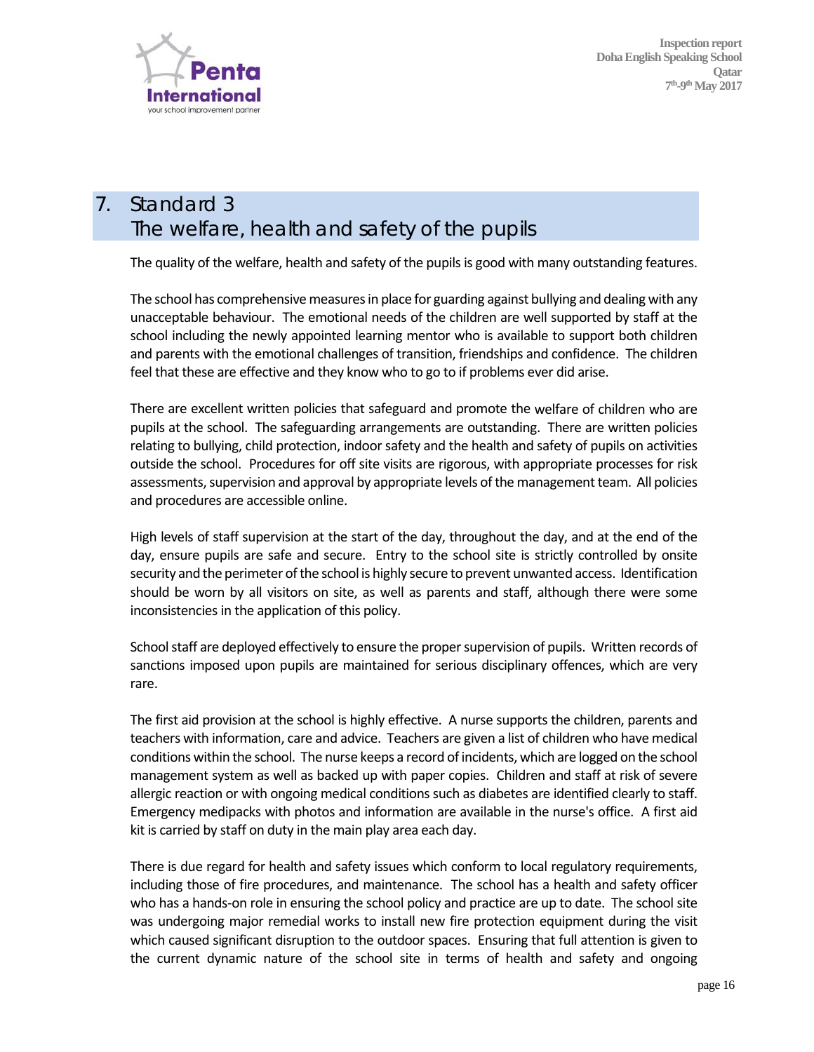# 7. Standard 3
## The welfare, health and safety of the pupils

The quality of the welfare, health and safety of the pupils is good with many outstanding features.

The school has comprehensive measures in place for guarding against bullying and dealing with any unacceptable behaviour. The emotional needs of the children are well supported by staff at the school including the newly appointed learning mentor who is available to support both children and parents with the emotional challenges of transition, friendships and confidence. The children feel that these are effective and they know who to go to if problems ever did arise.

There are excellent written policies that safeguard and promote the welfare of children who are pupils at the school. The safeguarding arrangements are outstanding. There are written policies relating to bullying, child protection, indoor safety and the health and safety of pupils on activities outside the school. Procedures for off site visits are rigorous, with appropriate processes for risk assessments, supervision and approval by appropriate levels of the management team. All policies and procedures are accessible online.

High levels of staff supervision at the start of the day, throughout the day, and at the end of the day, ensure pupils are safe and secure. Entry to the school site is strictly controlled by onsite security and the perimeter of the school is highly secure to prevent unwanted access. Identification should be worn by all visitors on site, as well as parents and staff, although there were some inconsistencies in the application of this policy.

School staff are deployed effectively to ensure the proper supervision of pupils. Written records of sanctions imposed upon pupils are maintained for serious disciplinary offences, which are very rare.

The first aid provision at the school is highly effective. A nurse supports the children, parents and teachers with information, care and advice. Teachers are given a list of children who have medical conditions within the school. The nurse keeps a record of incidents, which are logged on the school management system as well as backed up with paper copies. Children and staff at risk of severe allergic reaction or with ongoing medical conditions such as diabetes are identified clearly to staff. Emergency medipacks with photos and information are available in the nurse's office. A first aid kit is carried by staff on duty in the main play area each day.

There is due regard for health and safety issues which conform to local regulatory requirements, including those of fire procedures, and maintenance. The school has a health and safety officer who has a hands-on role in ensuring the school policy and practice are up to date. The school site was undergoing major remedial works to install new fire protection equipment during the visit which caused significant disruption to the outdoor spaces. Ensuring that full attention is given to the current dynamic nature of the school site in terms of health and safety and ongoing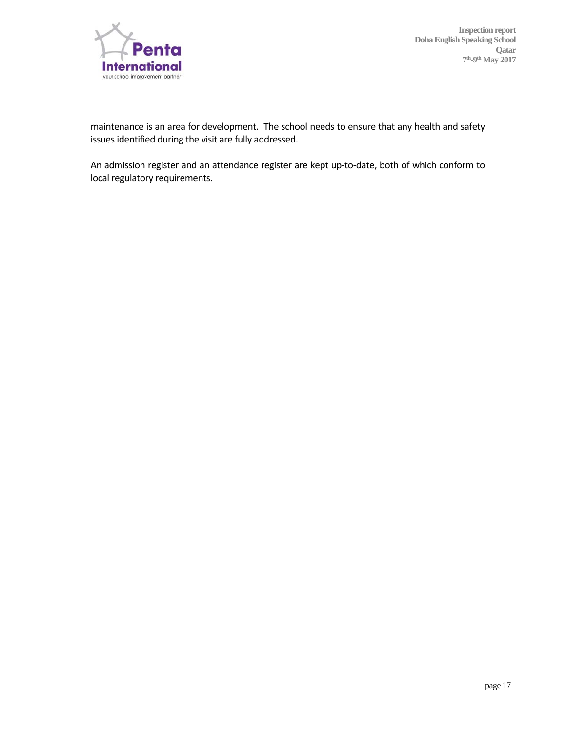maintenance is an area for development. The school needs to ensure that any health and safety issues identified during the visit are fully addressed.

An admission register and an attendance register are kept up-to-date, both of which conform to local regulatory requirements.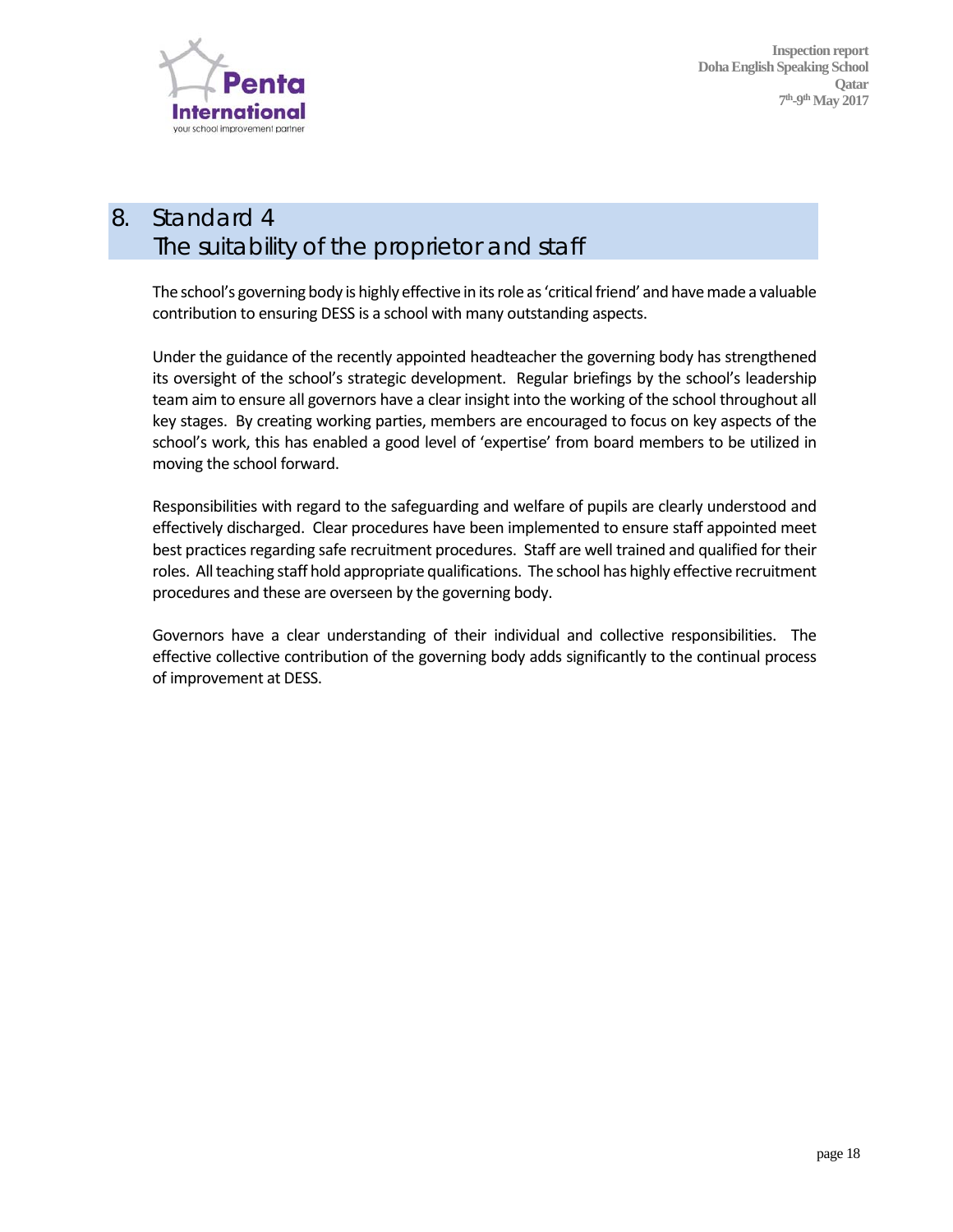## 8. Standard 4
## The suitability of the proprietor and staff

The school's governing body is highly effective in its role as 'critical friend' and have made a valuable contribution to ensuring DESS is a school with many outstanding aspects.

Under the guidance of the recently appointed headteacher the governing body has strengthened its oversight of the school's strategic development. Regular briefings by the school's leadership team aim to ensure all governors have a clear insight into the working of the school throughout all key stages. By creating working parties, members are encouraged to focus on key aspects of the school's work, this has enabled a good level of 'expertise' from board members to be utilized in moving the school forward.

Responsibilities with regard to the safeguarding and welfare of pupils are clearly understood and effectively discharged. Clear procedures have been implemented to ensure staff appointed meet best practices regarding safe recruitment procedures. Staff are well trained and qualified for their roles. All teaching staff hold appropriate qualifications. The school has highly effective recruitment procedures and these are overseen by the governing body.

Governors have a clear understanding of their individual and collective responsibilities. The effective collective contribution of the governing body adds significantly to the continual process of improvement at DESS.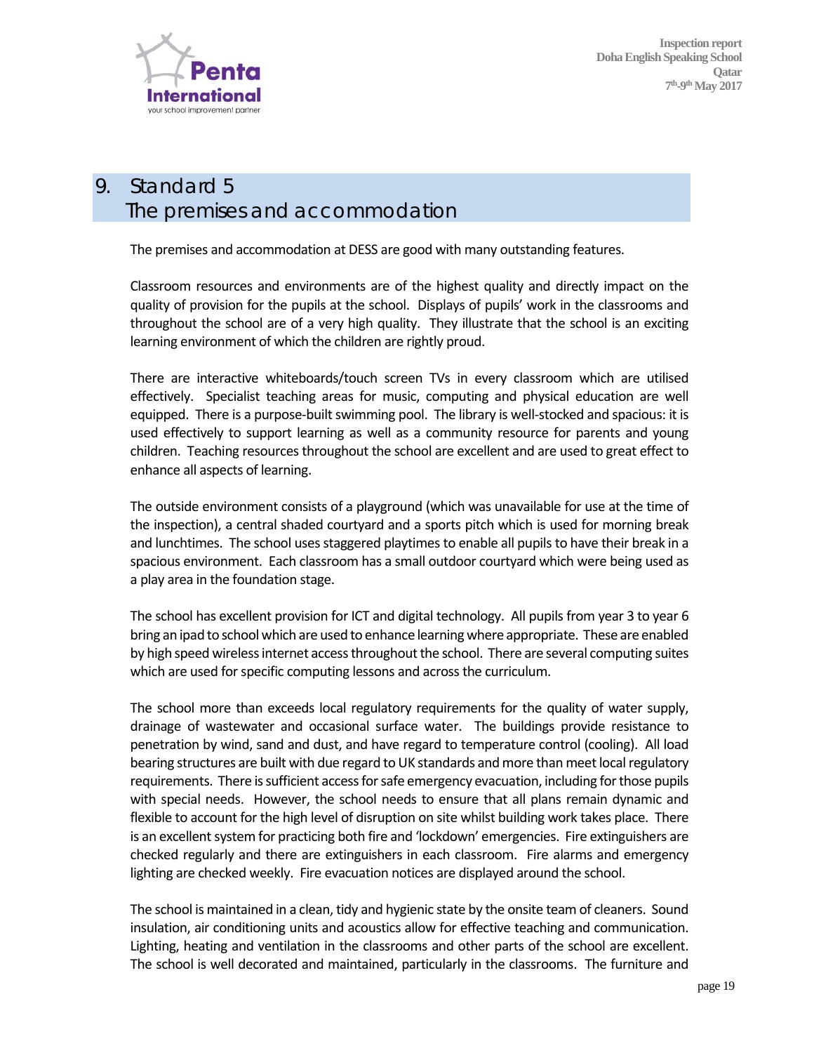## 9. Standard 5
## The premises and accommodation

The premises and accommodation at DESS are good with many outstanding features.

Classroom resources and environments are of the highest quality and directly impact on the quality of provision for the pupils at the school. Displays of pupils' work in the classrooms and throughout the school are of a very high quality. They illustrate that the school is an exciting learning environment of which the children are rightly proud.

There are interactive whiteboards/touch screen TVs in every classroom which are utilised effectively. Specialist teaching areas for music, computing and physical education are well equipped. There is a purpose-built swimming pool. The library is well-stocked and spacious: it is used effectively to support learning as well as a community resource for parents and young children. Teaching resources throughout the school are excellent and are used to great effect to enhance all aspects of learning.

The outside environment consists of a playground (which was unavailable for use at the time of the inspection), a central shaded courtyard and a sports pitch which is used for morning break and lunchtimes. The school uses staggered playtimes to enable all pupils to have their break in a spacious environment. Each classroom has a small outdoor courtyard which were being used as a play area in the foundation stage.

The school has excellent provision for ICT and digital technology. All pupils from year 3 to year 6 bring an ipad to school which are used to enhance learning where appropriate. These are enabled by high speed wireless internet access throughout the school. There are several computing suites which are used for specific computing lessons and across the curriculum.

The school more than exceeds local regulatory requirements for the quality of water supply, drainage of wastewater and occasional surface water. The buildings provide resistance to penetration by wind, sand and dust, and have regard to temperature control (cooling). All load bearing structures are built with due regard to UK standards and more than meet local regulatory requirements. There is sufficient access for safe emergency evacuation, including for those pupils with special needs. However, the school needs to ensure that all plans remain dynamic and flexible to account for the high level of disruption on site whilst building work takes place. There is an excellent system for practicing both fire and 'lockdown' emergencies. Fire extinguishers are checked regularly and there are extinguishers in each classroom. Fire alarms and emergency lighting are checked weekly. Fire evacuation notices are displayed around the school.

The school is maintained in a clean, tidy and hygienic state by the onsite team of cleaners. Sound insulation, air conditioning units and acoustics allow for effective teaching and communication. Lighting, heating and ventilation in the classrooms and other parts of the school are excellent. The school is well decorated and maintained, particularly in the classrooms. The furniture and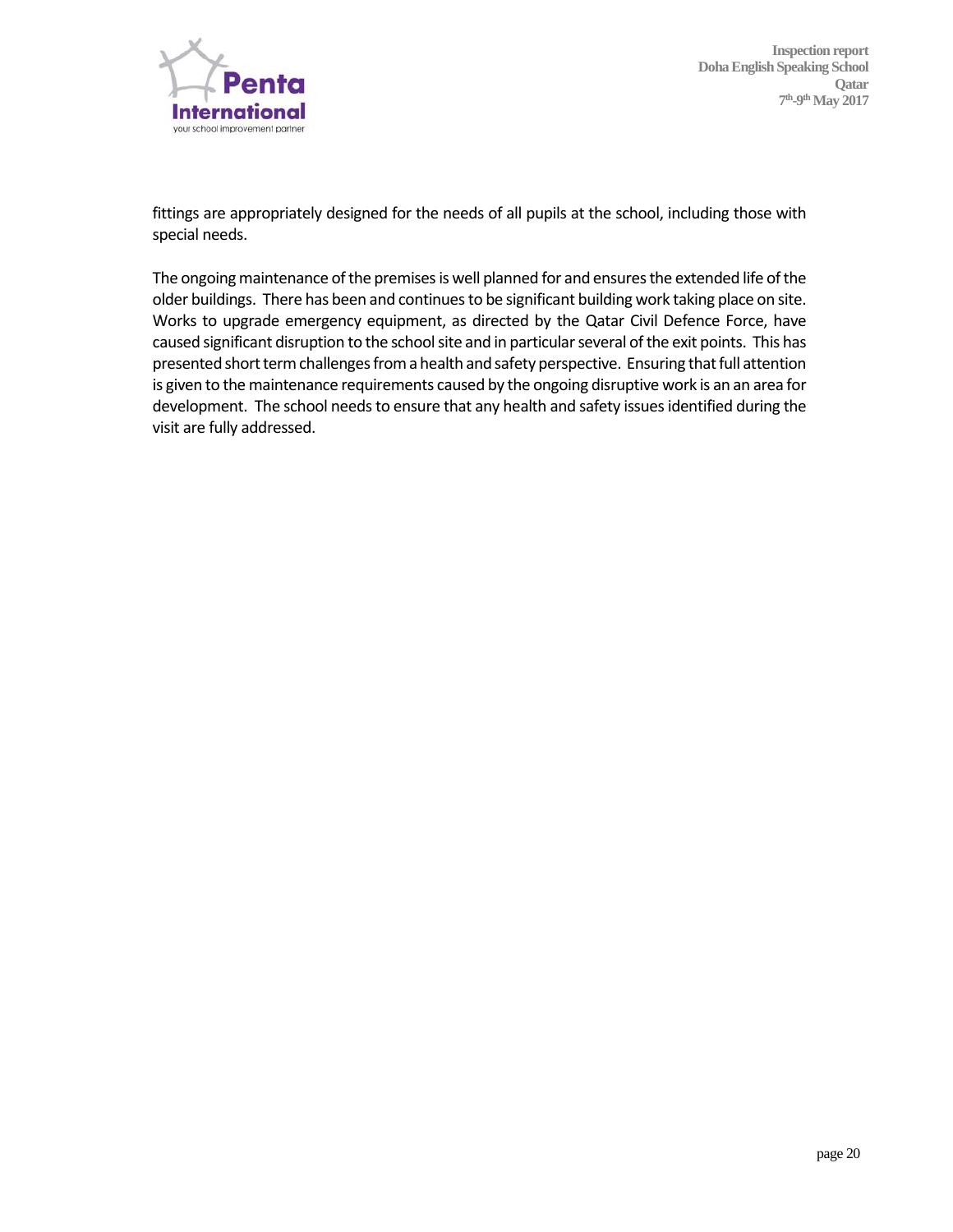fittings are appropriately designed for the needs of all pupils at the school, including those with special needs.

The ongoing maintenance of the premises is well planned for and ensures the extended life of the older buildings. There has been and continues to be significant building work taking place on site. Works to upgrade emergency equipment, as directed by the Qatar Civil Defence Force, have caused significant disruption to the school site and in particular several of the exit points. This has presented short term challenges from a health and safety perspective. Ensuring that full attention is given to the maintenance requirements caused by the ongoing disruptive work is an an area for development. The school needs to ensure that any health and safety issues identified during the visit are fully addressed.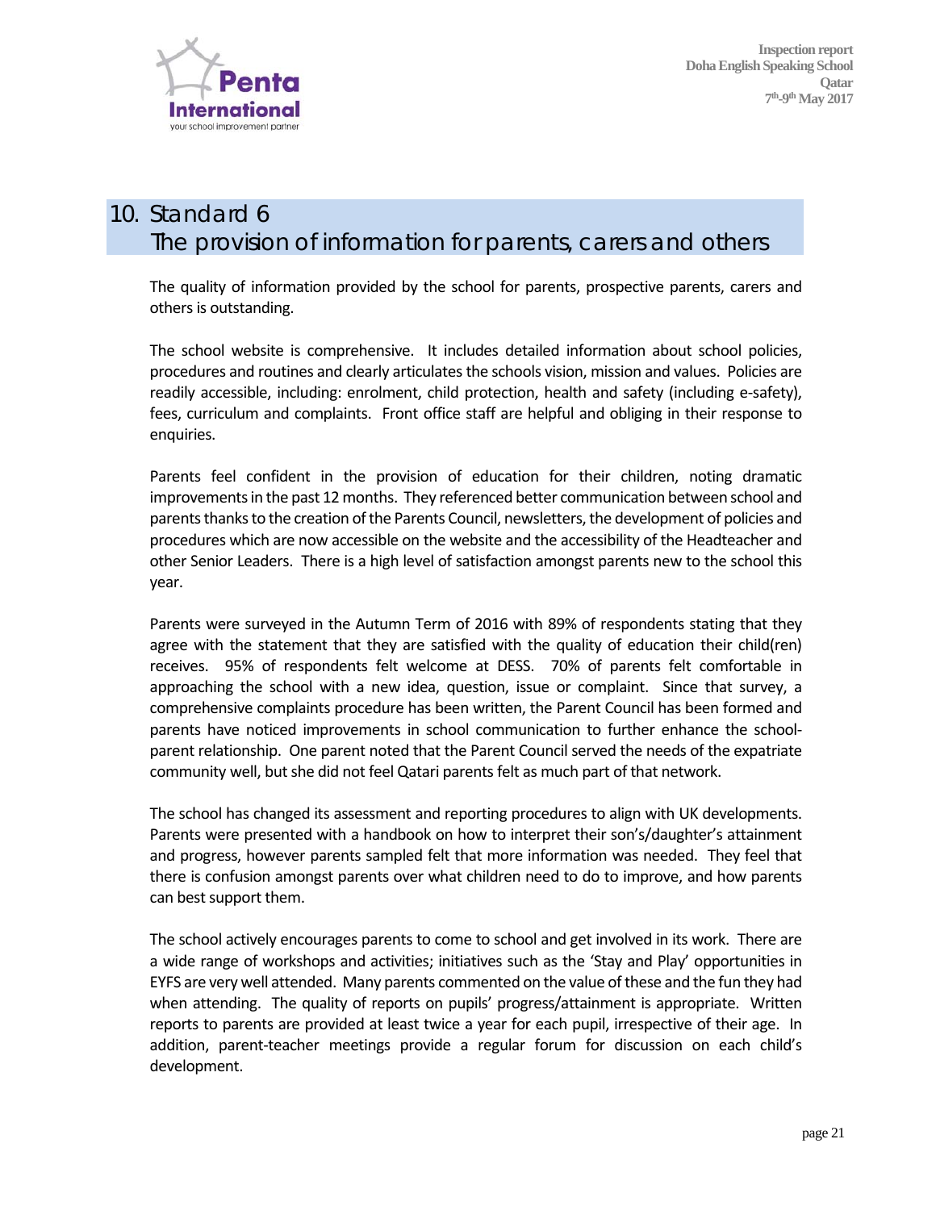# 10. Standard 6
## The provision of information for parents, carers and others

The quality of information provided by the school for parents, prospective parents, carers and others is outstanding.

The school website is comprehensive. It includes detailed information about school policies, procedures and routines and clearly articulates the schools vision, mission and values. Policies are readily accessible, including: enrolment, child protection, health and safety (including e-safety), fees, curriculum and complaints. Front office staff are helpful and obliging in their response to enquiries.

Parents feel confident in the provision of education for their children, noting dramatic improvements in the past 12 months. They referenced better communication between school and parents thanks to the creation of the Parents Council, newsletters, the development of policies and procedures which are now accessible on the website and the accessibility of the Headteacher and other Senior Leaders. There is a high level of satisfaction amongst parents new to the school this year.

Parents were surveyed in the Autumn Term of 2016 with 89% of respondents stating that they agree with the statement that they are satisfied with the quality of education their child(ren) receives. 95% of respondents felt welcome at DESS. 70% of parents felt comfortable in approaching the school with a new idea, question, issue or complaint. Since that survey, a comprehensive complaints procedure has been written, the Parent Council has been formed and parents have noticed improvements in school communication to further enhance the school-parent relationship. One parent noted that the Parent Council served the needs of the expatriate community well, but she did not feel Qatari parents felt as much part of that network.

The school has changed its assessment and reporting procedures to align with UK developments. Parents were presented with a handbook on how to interpret their son's/daughter's attainment and progress, however parents sampled felt that more information was needed. They feel that there is confusion amongst parents over what children need to do to improve, and how parents can best support them.

The school actively encourages parents to come to school and get involved in its work. There are a wide range of workshops and activities; initiatives such as the 'Stay and Play' opportunities in EYFS are very well attended. Many parents commented on the value of these and the fun they had when attending. The quality of reports on pupils' progress/attainment is appropriate. Written reports to parents are provided at least twice a year for each pupil, irrespective of their age. In addition, parent-teacher meetings provide a regular forum for discussion on each child's development.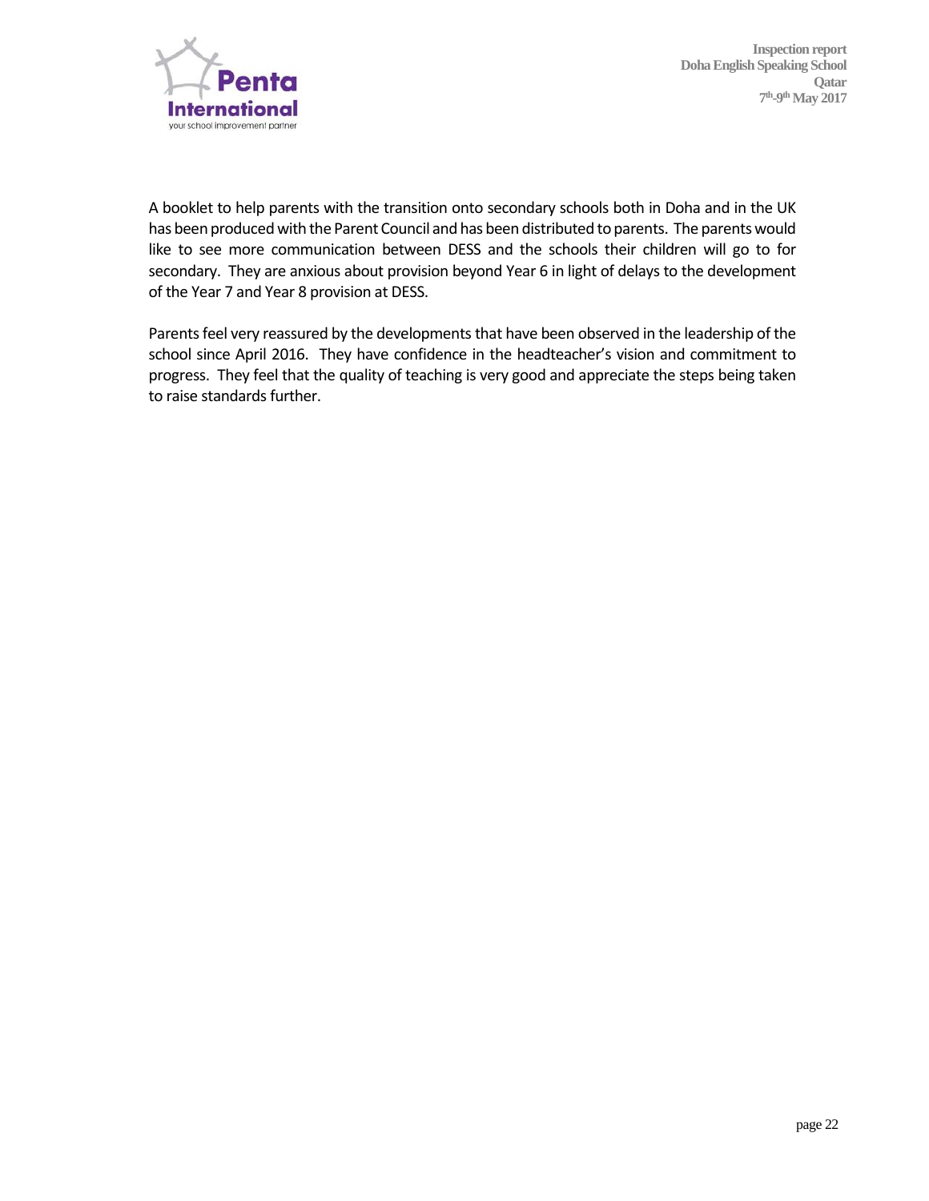A booklet to help parents with the transition onto secondary schools both in Doha and in the UK has been produced with the Parent Council and has been distributed to parents. The parents would like to see more communication between DESS and the schools their children will go to for secondary. They are anxious about provision beyond Year 6 in light of delays to the development of the Year 7 and Year 8 provision at DESS.

Parents feel very reassured by the developments that have been observed in the leadership of the school since April 2016. They have confidence in the headteacher's vision and commitment to progress. They feel that the quality of teaching is very good and appreciate the steps being taken to raise standards further.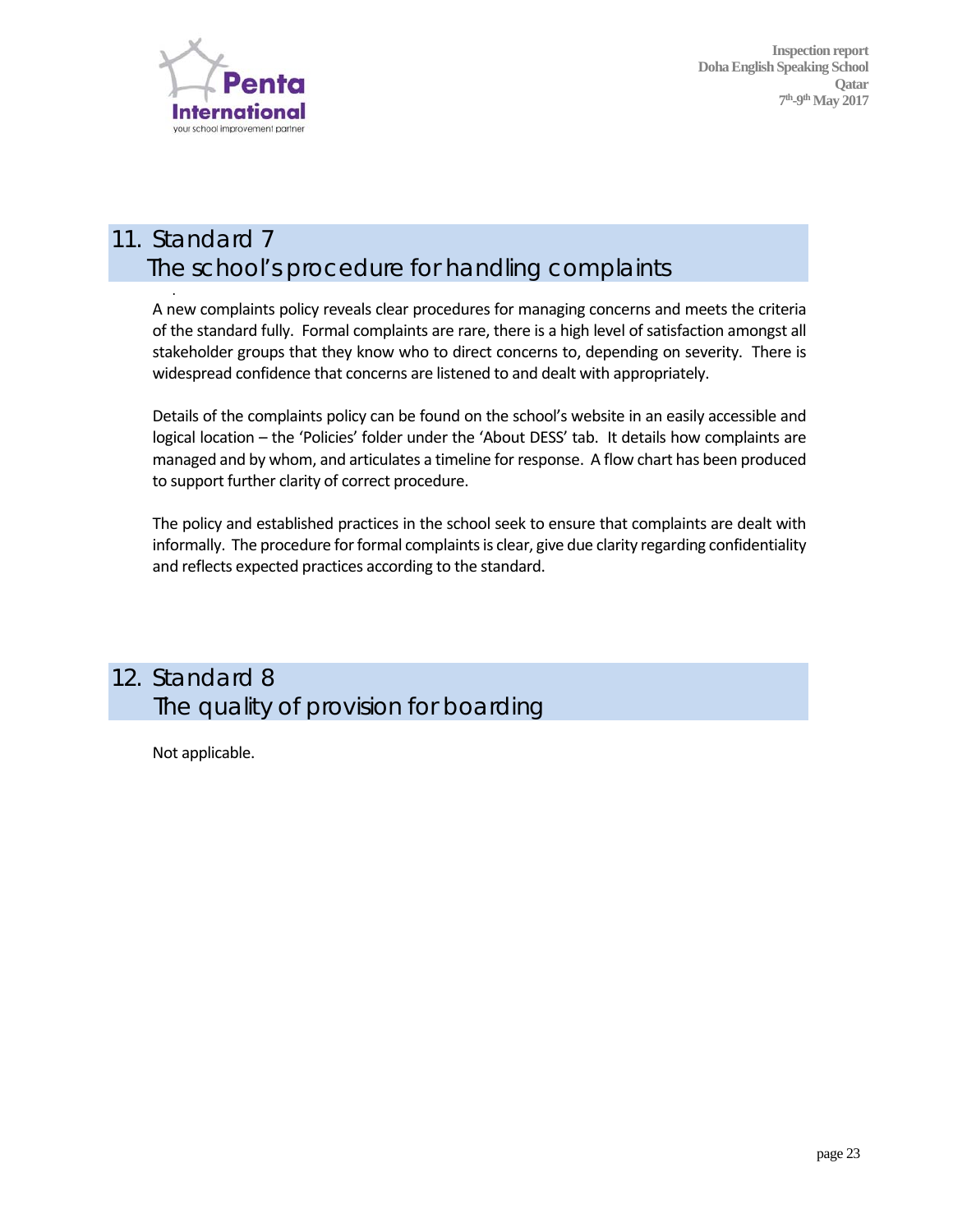## 11. Standard 7
## The school's procedure for handling complaints

A new complaints policy reveals clear procedures for managing concerns and meets the criteria of the standard fully. Formal complaints are rare, there is a high level of satisfaction amongst all stakeholder groups that they know who to direct concerns to, depending on severity. There is widespread confidence that concerns are listened to and dealt with appropriately.

Details of the complaints policy can be found on the school's website in an easily accessible and logical location – the 'Policies' folder under the 'About DESS' tab. It details how complaints are managed and by whom, and articulates a timeline for response. A flow chart has been produced to support further clarity of correct procedure.

The policy and established practices in the school seek to ensure that complaints are dealt with informally. The procedure for formal complaints is clear, give due clarity regarding confidentiality and reflects expected practices according to the standard.

## 12. Standard 8
## The quality of provision for boarding

Not applicable.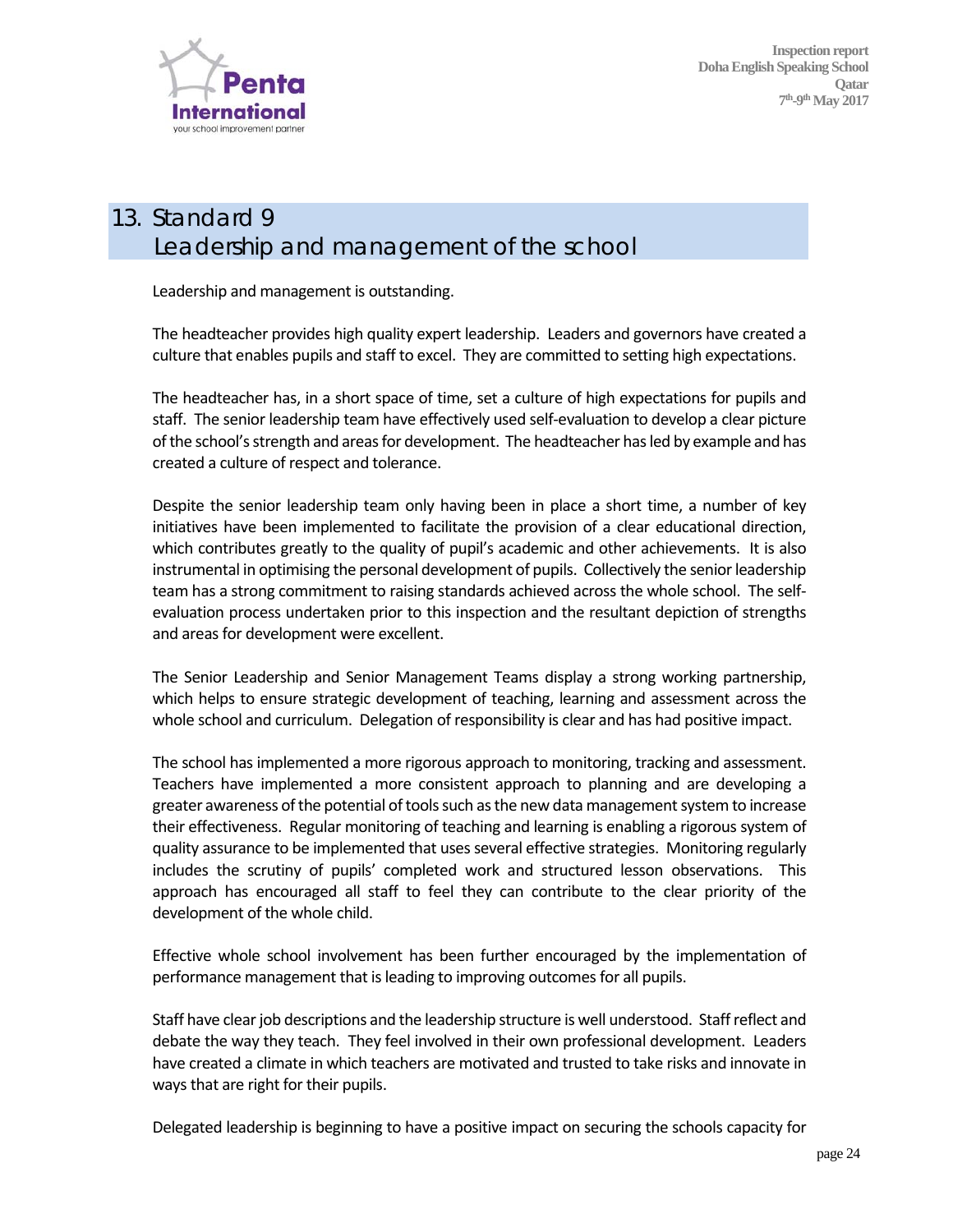# 13. Standard 9
## Leadership and management of the school

Leadership and management is outstanding.

The headteacher provides high quality expert leadership. Leaders and governors have created a culture that enables pupils and staff to excel. They are committed to setting high expectations.

The headteacher has, in a short space of time, set a culture of high expectations for pupils and staff. The senior leadership team have effectively used self-evaluation to develop a clear picture of the school's strength and areas for development. The headteacher has led by example and has created a culture of respect and tolerance.

Despite the senior leadership team only having been in place a short time, a number of key initiatives have been implemented to facilitate the provision of a clear educational direction, which contributes greatly to the quality of pupil's academic and other achievements. It is also instrumental in optimising the personal development of pupils. Collectively the senior leadership team has a strong commitment to raising standards achieved across the whole school. The self-evaluation process undertaken prior to this inspection and the resultant depiction of strengths and areas for development were excellent.

The Senior Leadership and Senior Management Teams display a strong working partnership, which helps to ensure strategic development of teaching, learning and assessment across the whole school and curriculum. Delegation of responsibility is clear and has had positive impact.

The school has implemented a more rigorous approach to monitoring, tracking and assessment. Teachers have implemented a more consistent approach to planning and are developing a greater awareness of the potential of tools such as the new data management system to increase their effectiveness. Regular monitoring of teaching and learning is enabling a rigorous system of quality assurance to be implemented that uses several effective strategies. Monitoring regularly includes the scrutiny of pupils' completed work and structured lesson observations. This approach has encouraged all staff to feel they can contribute to the clear priority of the development of the whole child.

Effective whole school involvement has been further encouraged by the implementation of performance management that is leading to improving outcomes for all pupils.

Staff have clear job descriptions and the leadership structure is well understood. Staff reflect and debate the way they teach. They feel involved in their own professional development. Leaders have created a climate in which teachers are motivated and trusted to take risks and innovate in ways that are right for their pupils.

Delegated leadership is beginning to have a positive impact on securing the schools capacity for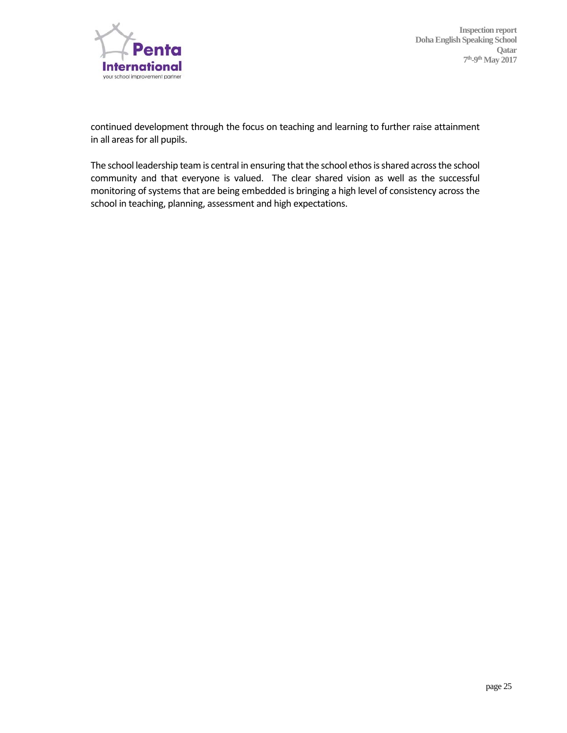continued development through the focus on teaching and learning to further raise attainment in all areas for all pupils.

The school leadership team is central in ensuring that the school ethos is shared across the school community and that everyone is valued. The clear shared vision as well as the successful monitoring of systems that are being embedded is bringing a high level of consistency across the school in teaching, planning, assessment and high expectations.